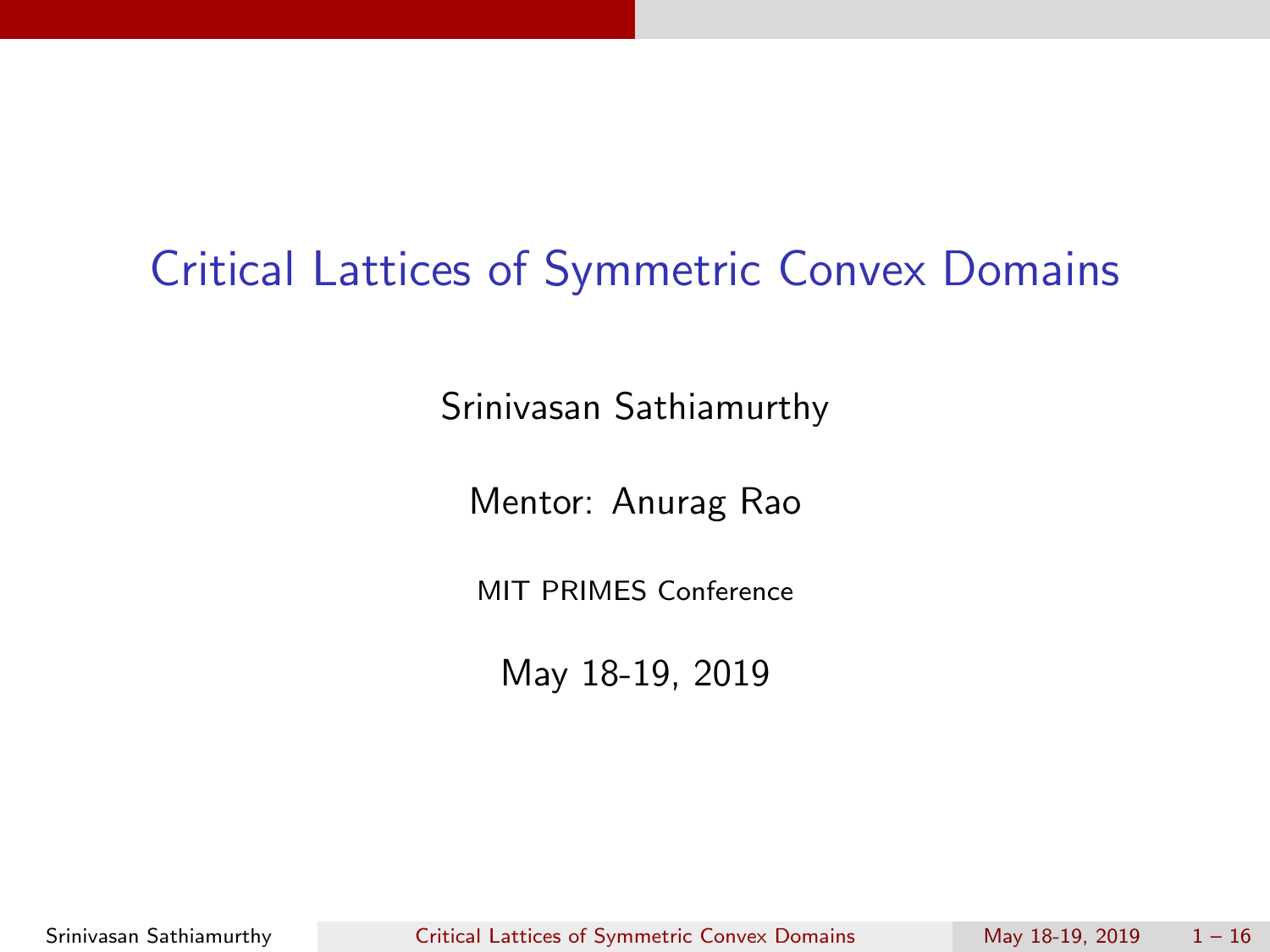# Critical Lattices of Symmetric Convex Domains

Srinivasan Sathiamurthy

Mentor: Anurag Rao

MIT PRIMES Conference

May 18-19, 2019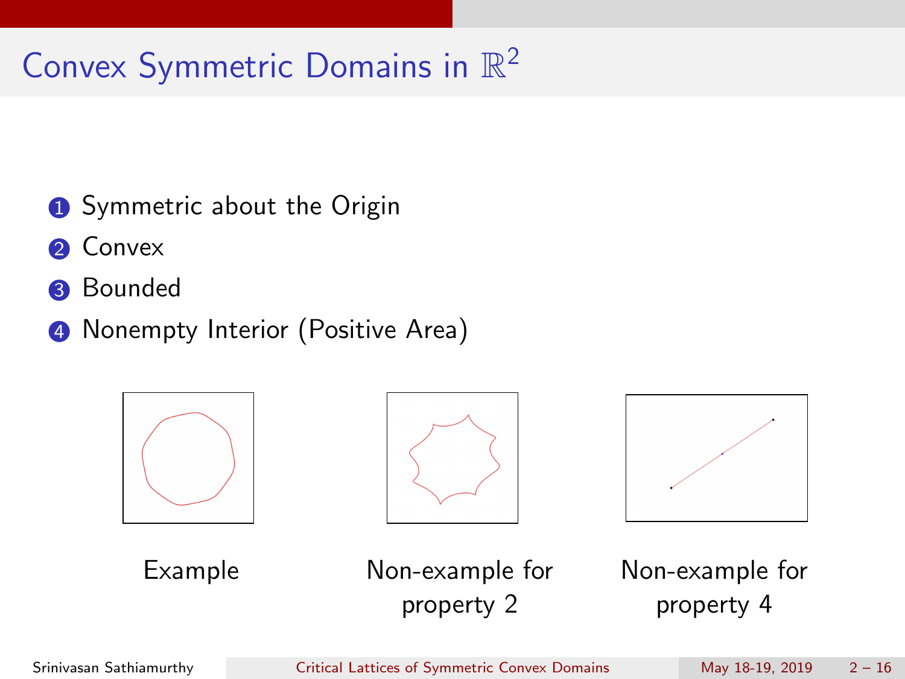# Convex Symmetric Domains in $\mathbb{R}^2$

1. Symmetric about the Origin
2. Convex
3. Bounded
4. Nonempty Interior (Positive Area)

Example

Non-example for property 2

Non-example for property 4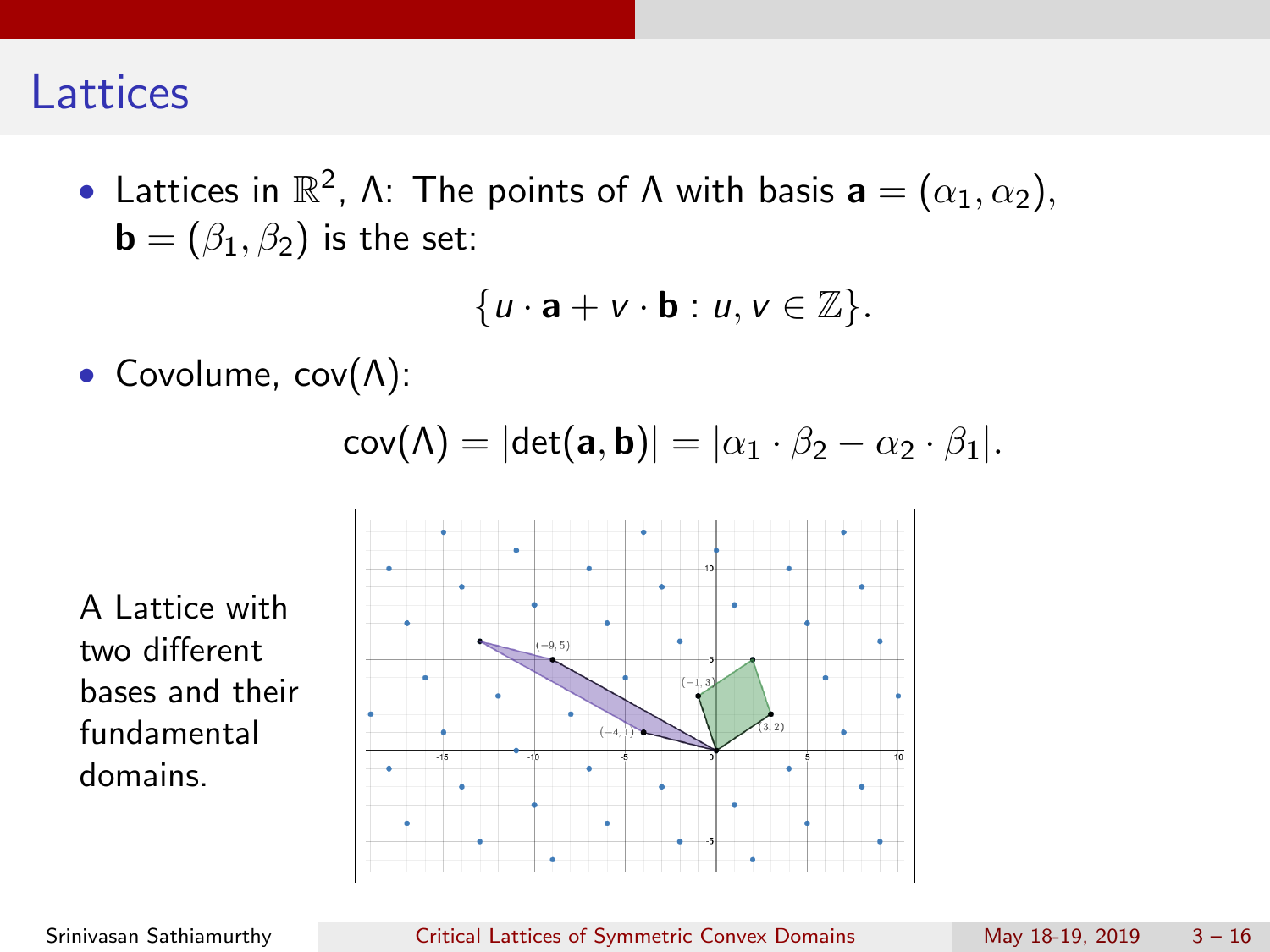# Lattices

- Lattices in $\mathbb{R}^2$, $\Lambda$: The points of $\Lambda$ with basis $\mathbf{a} = (\alpha_1, \alpha_2)$, $\mathbf{b} = (\beta_1, \beta_2)$ is the set:

$$\{u \cdot \mathbf{a} + v \cdot \mathbf{b} : u, v \in \mathbb{Z}\}.$$

- Covolume, $\text{cov}(\Lambda)$:

$$\text{cov}(\Lambda) = |\det(\mathbf{a}, \mathbf{b})| = |\alpha_1 \cdot \beta_2 - \alpha_2 \cdot \beta_1|.$$

A Lattice with two different bases and their fundamental domains.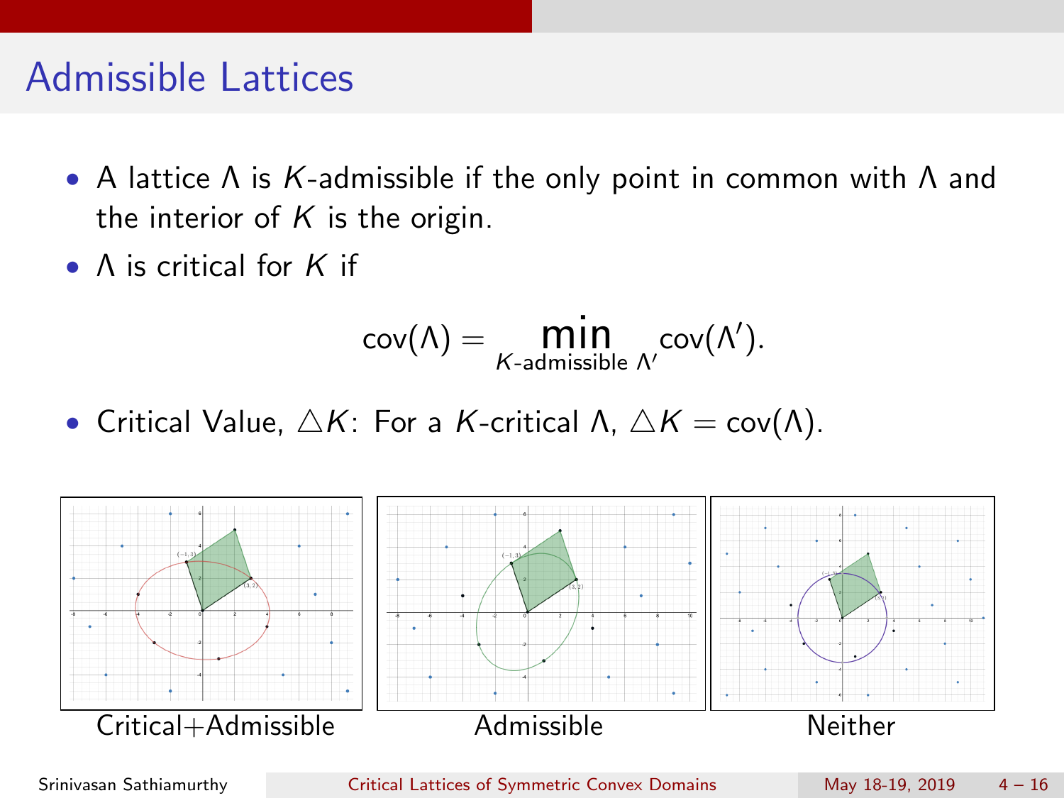# Admissible Lattices

- A lattice $\Lambda$ is $K$-admissible if the only point in common with $\Lambda$ and the interior of $K$ is the origin.
- $\Lambda$ is critical for $K$ if

$$\mathrm{cov}(\Lambda) = \min_{K\text{-admissible } \Lambda'} \mathrm{cov}(\Lambda').$$

- Critical Value, $\triangle K$: For a $K$-critical $\Lambda$, $\triangle K = \mathrm{cov}(\Lambda)$.

Critical+Admissible

Admissible

Neither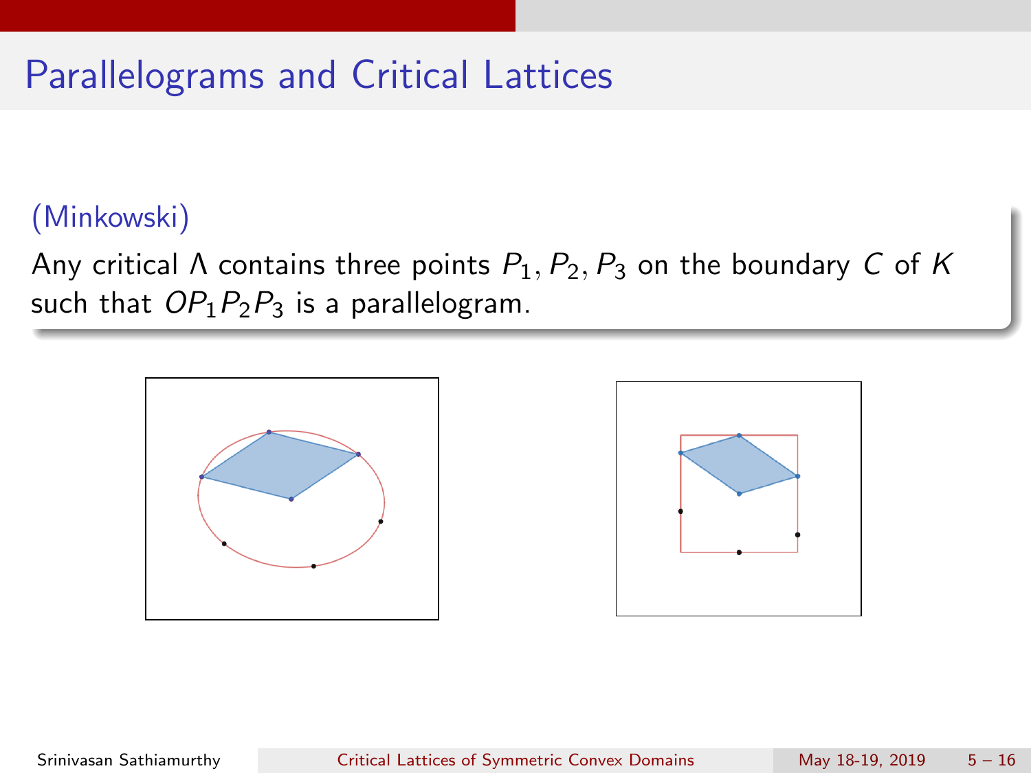# Parallelograms and Critical Lattices

**(Minkowski)**

Any critical $\Lambda$ contains three points $P_1, P_2, P_3$ on the boundary $C$ of $K$ such that $OP_1P_2P_3$ is a parallelogram.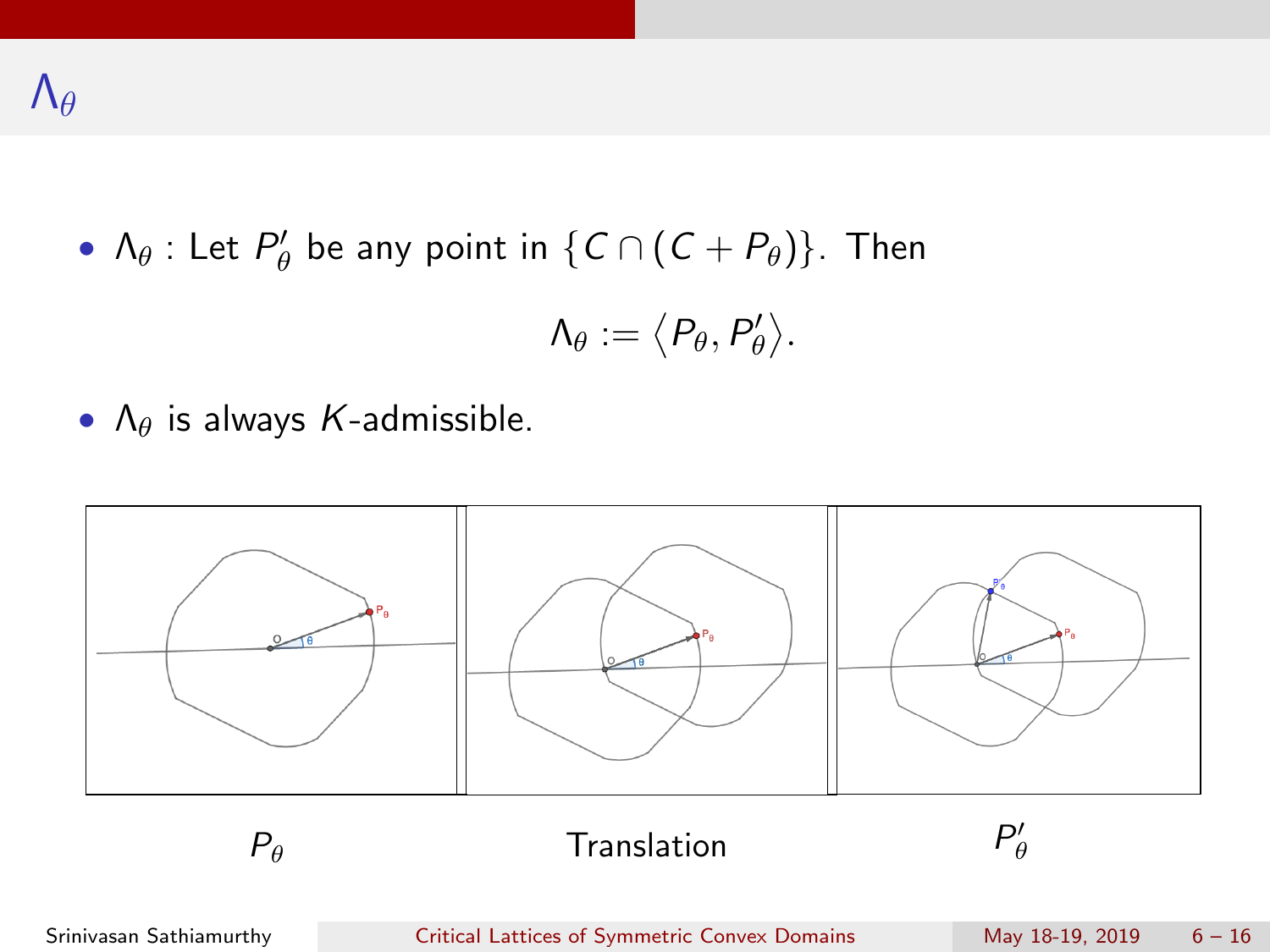# $\Lambda_\theta$

- $\Lambda_\theta$ : Let $P'_\theta$ be any point in $\{C \cap (C + P_\theta)\}$. Then

$$\Lambda_\theta := \langle P_\theta, P'_\theta \rangle.$$

- $\Lambda_\theta$ is always $K$-admissible.

$P_\theta$ Translation $P'_\theta$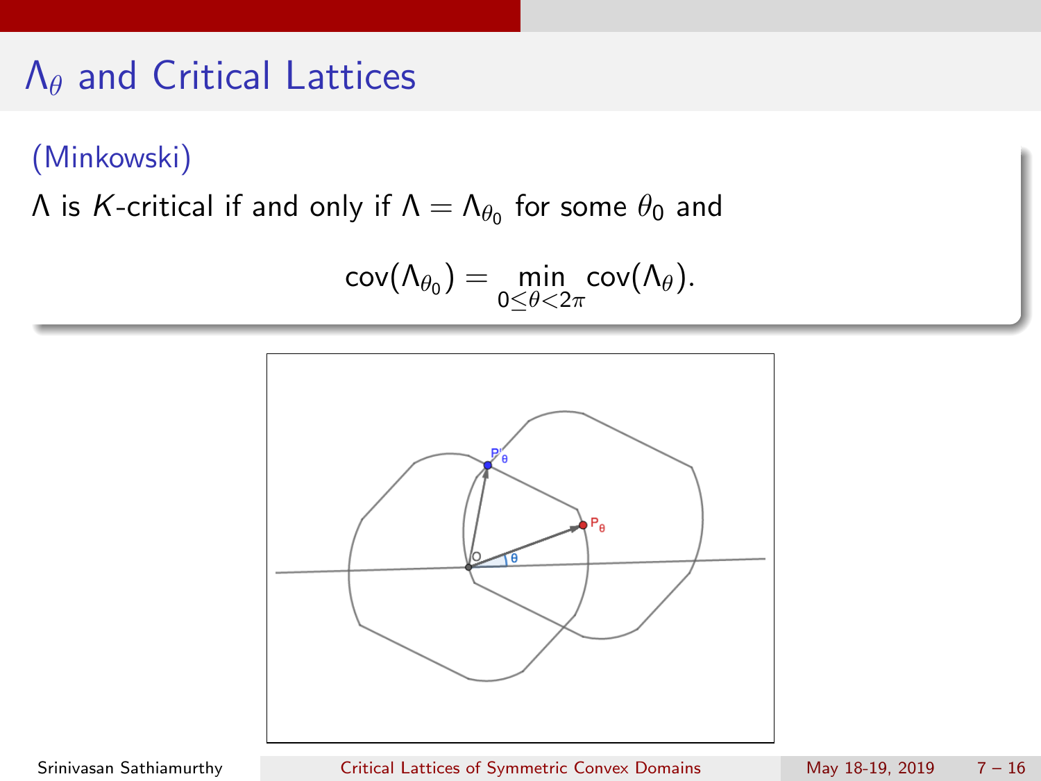# $\Lambda_\theta$ and Critical Lattices

(Minkowski)

$\Lambda$ is $K$-critical if and only if $\Lambda = \Lambda_{\theta_0}$ for some $\theta_0$ and

$$\text{cov}(\Lambda_{\theta_0}) = \min_{0 \leq \theta < 2\pi} \text{cov}(\Lambda_\theta).$$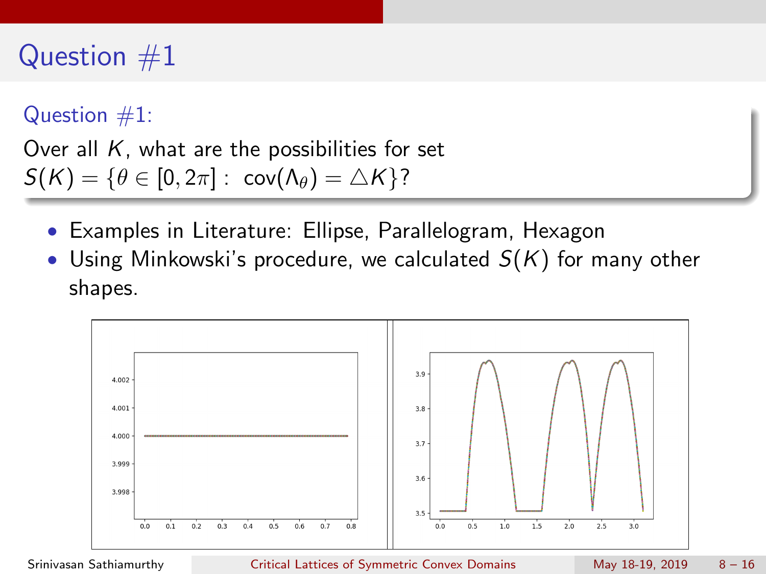# Question #1

**Question #1:**

Over all $K$, what are the possibilities for set $S(K) = \{\theta \in [0, 2\pi] : \operatorname{cov}(\Lambda_\theta) = \triangle K\}$?

- Examples in Literature: Ellipse, Parallelogram, Hexagon
- Using Minkowski's procedure, we calculated $S(K)$ for many other shapes.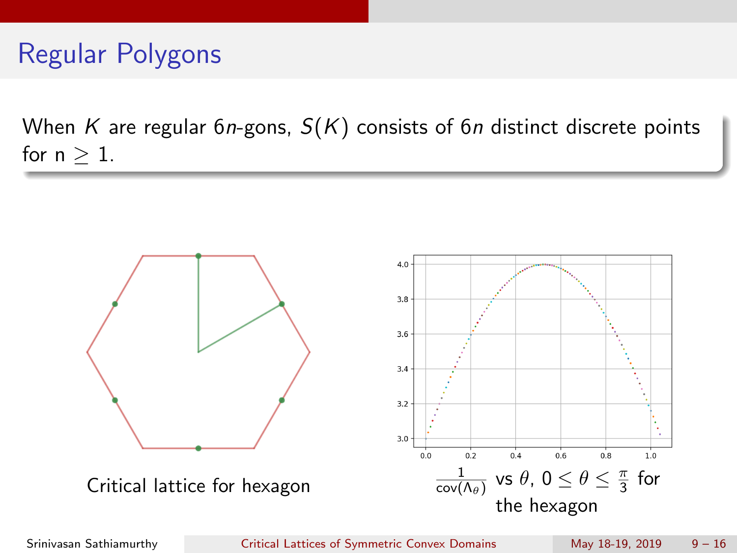# Regular Polygons

When $K$ are regular $6n$-gons, $S(K)$ consists of $6n$ distinct discrete points for n $\geq 1$.

Critical lattice for hexagon

$\frac{1}{\text{cov}(\Lambda_\theta)}$ vs $\theta$, $0 \leq \theta \leq \frac{\pi}{3}$ for the hexagon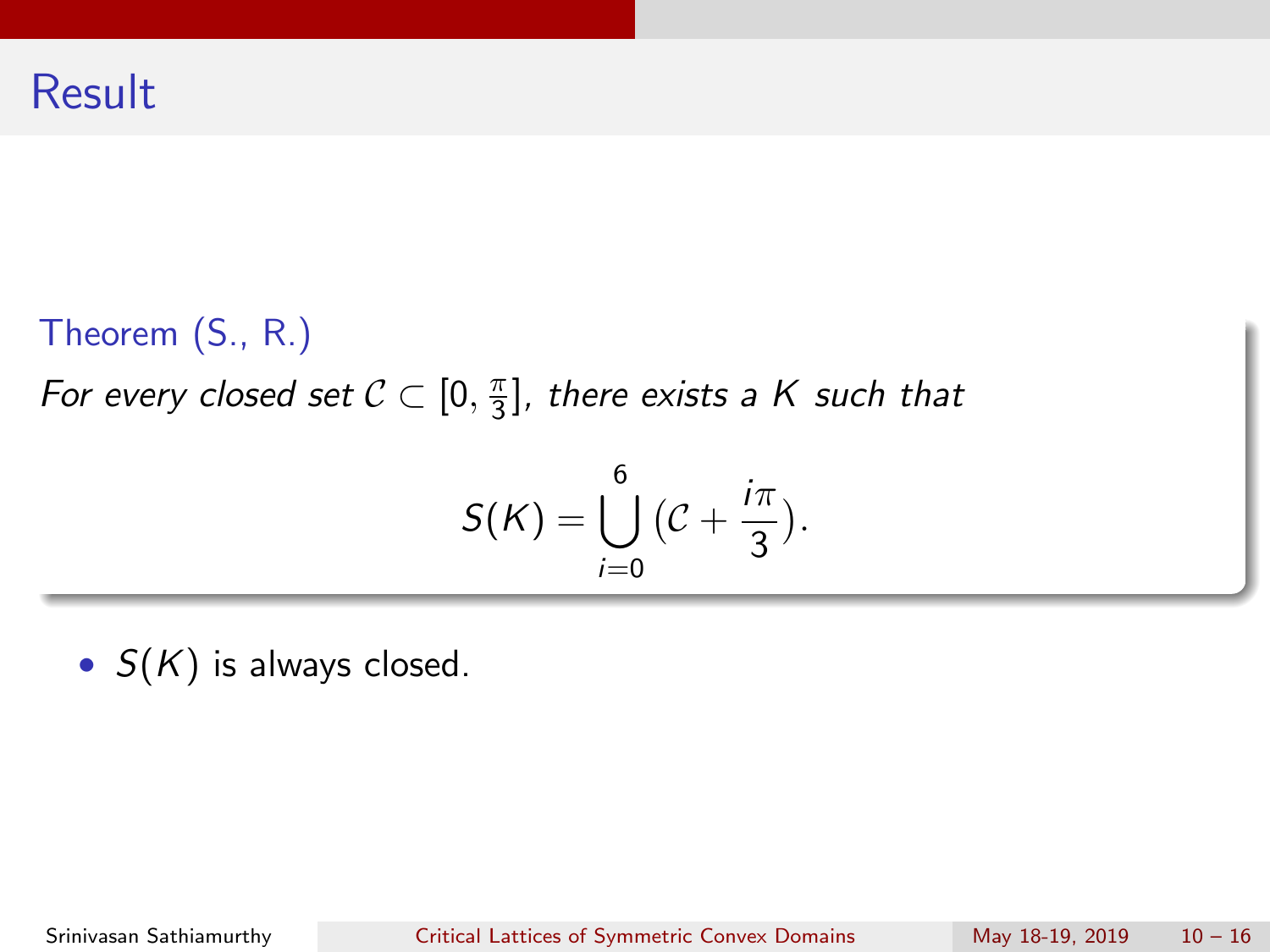# Result

**Theorem (S., R.)**

*For every closed set $\mathcal{C} \subset [0, \frac{\pi}{3}]$, there exists a $K$ such that*

$$S(K) = \bigcup_{i=0}^{6} \left(\mathcal{C} + \frac{i\pi}{3}\right).$$

- $S(K)$ is always closed.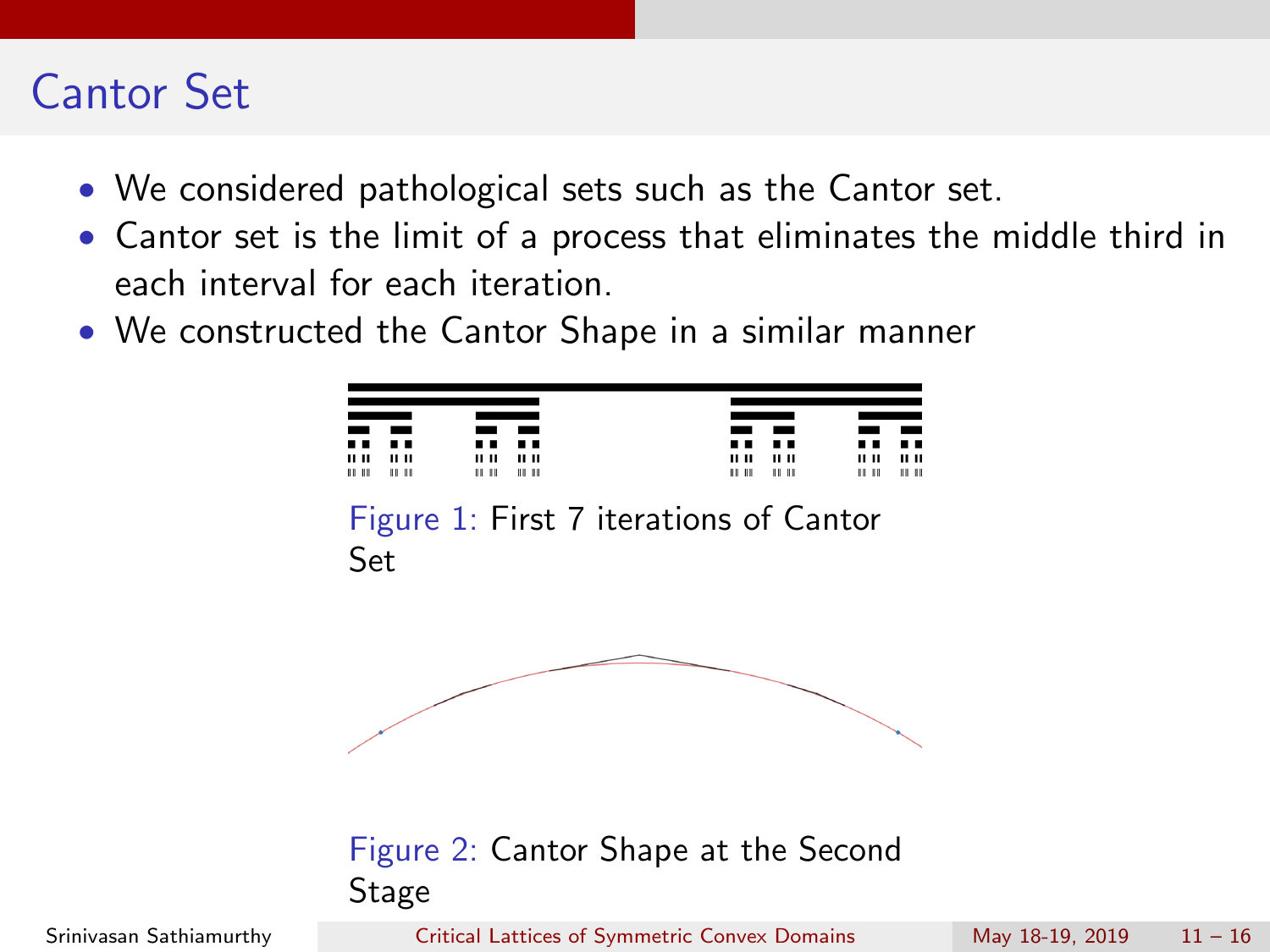# Cantor Set

- We considered pathological sets such as the Cantor set.
- Cantor set is the limit of a process that eliminates the middle third in each interval for each iteration.
- We constructed the Cantor Shape in a similar manner

Figure 1: First 7 iterations of Cantor Set

Figure 2: Cantor Shape at the Second Stage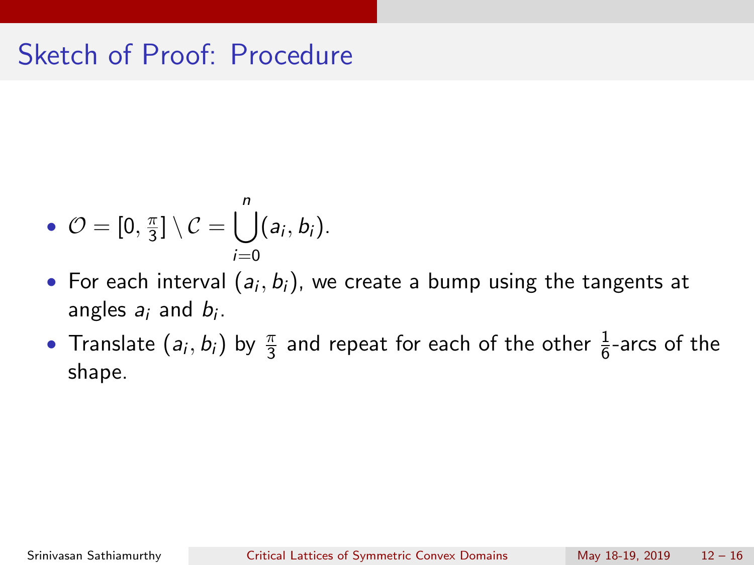# Sketch of Proof: Procedure

- $\mathcal{O} = [0, \frac{\pi}{3}] \setminus \mathcal{C} = \bigcup_{i=0}^{n} (a_i, b_i)$.
- For each interval $(a_i, b_i)$, we create a bump using the tangents at angles $a_i$ and $b_i$.
- Translate $(a_i, b_i)$ by $\frac{\pi}{3}$ and repeat for each of the other $\frac{1}{6}$-arcs of the shape.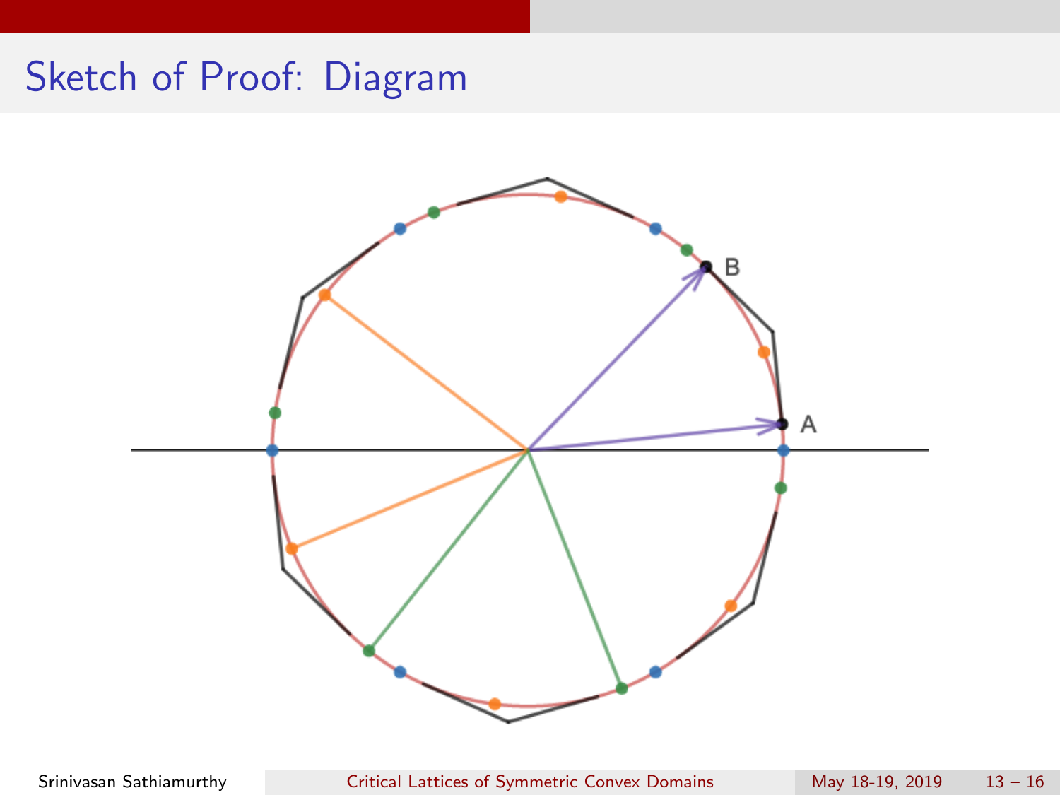# Sketch of Proof: Diagram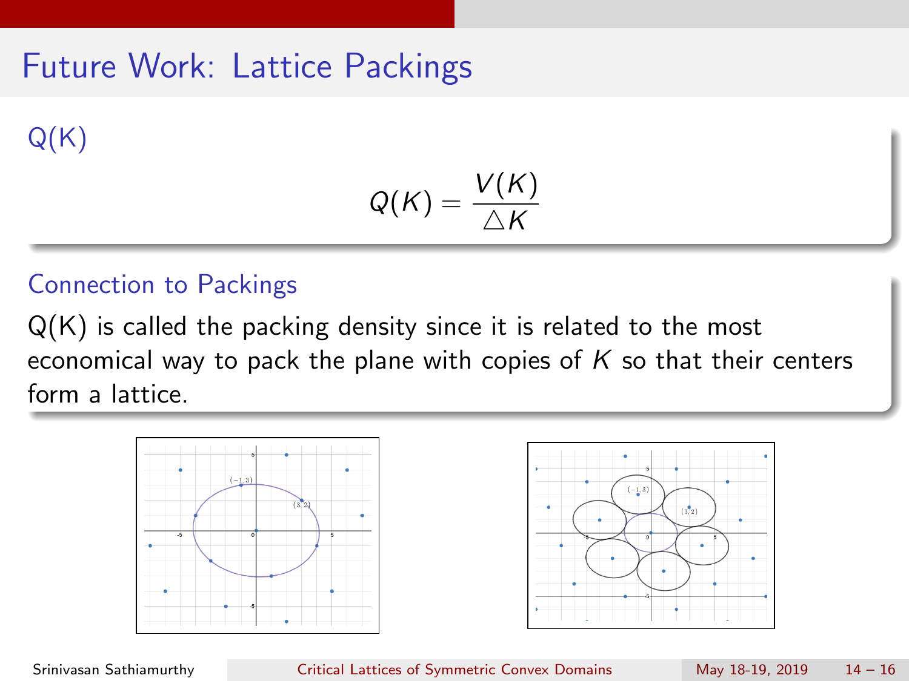# Future Work: Lattice Packings

### Q(K)

$$Q(K) = \frac{V(K)}{\triangle K}$$

### Connection to Packings

Q(K) is called the packing density since it is related to the most economical way to pack the plane with copies of $K$ so that their centers form a lattice.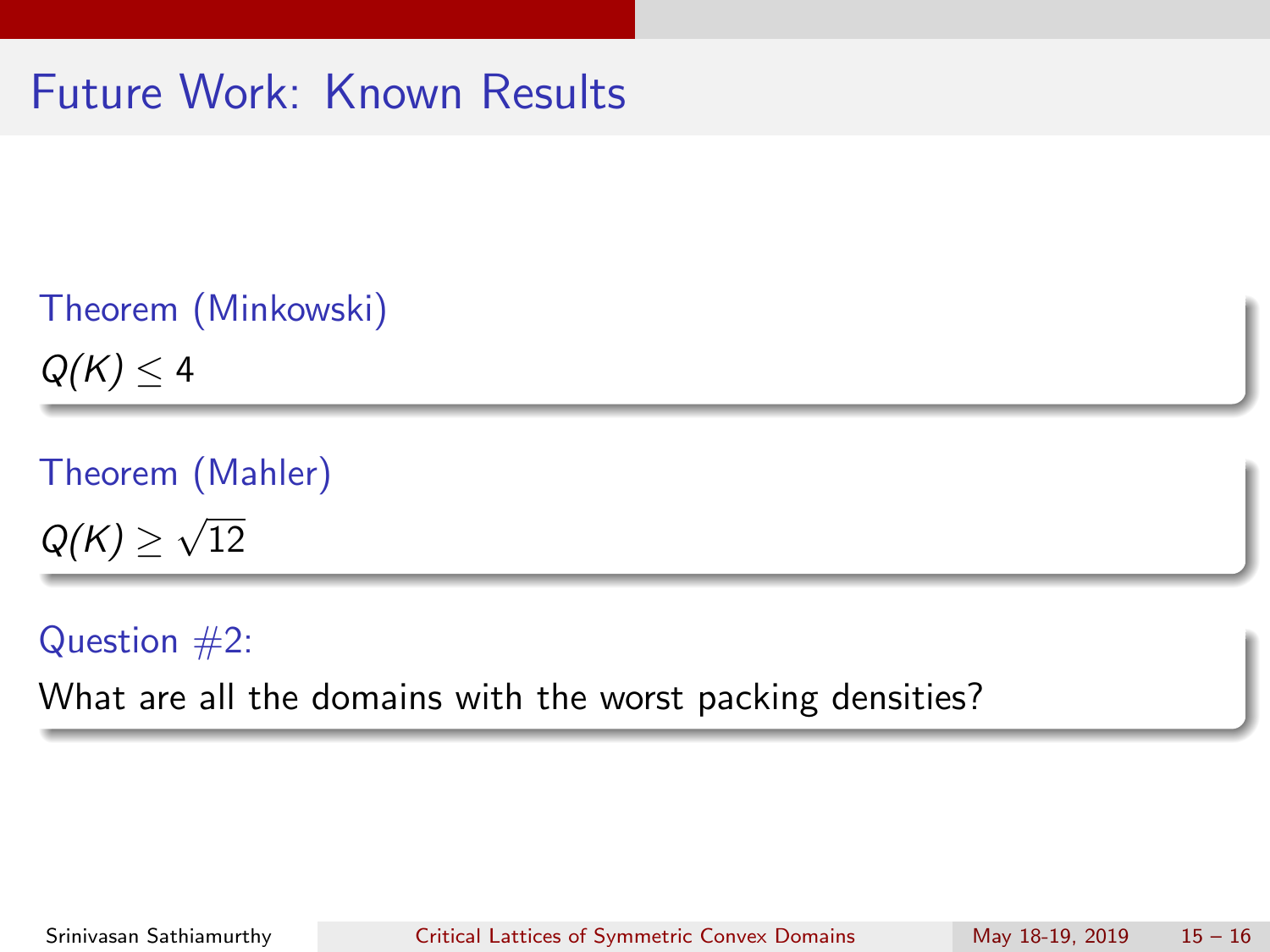# Future Work: Known Results

**Theorem (Minkowski)**

$Q(K) \leq 4$

**Theorem (Mahler)**

$Q(K) \geq \sqrt{12}$

**Question #2:**

What are all the domains with the worst packing densities?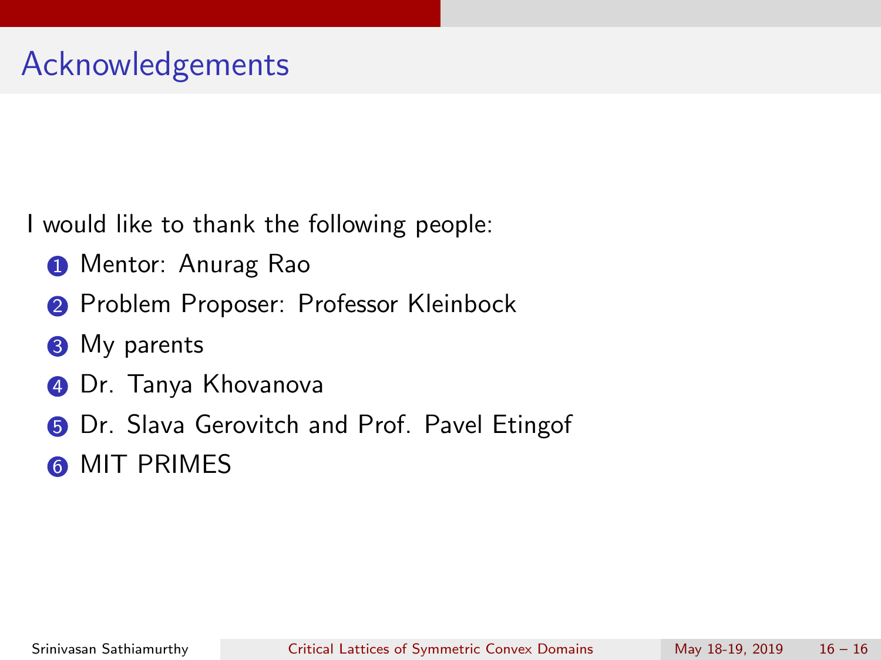# Acknowledgements

I would like to thank the following people:

1. Mentor: Anurag Rao
2. Problem Proposer: Professor Kleinbock
3. My parents
4. Dr. Tanya Khovanova
5. Dr. Slava Gerovitch and Prof. Pavel Etingof
6. MIT PRIMES